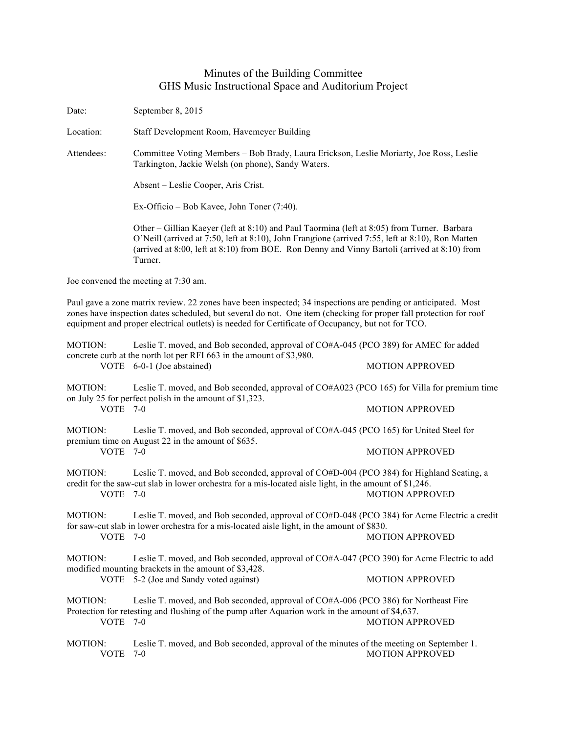# Minutes of the Building Committee
## GHS Music Instructional Space and Auditorium Project

Date: September 8, 2015

Location: Staff Development Room, Havemeyer Building

Attendees: Committee Voting Members – Bob Brady, Laura Erickson, Leslie Moriarty, Joe Ross, Leslie Tarkington, Jackie Welsh (on phone), Sandy Waters.

Absent – Leslie Cooper, Aris Crist.

Ex-Officio – Bob Kavee, John Toner (7:40).

Other – Gillian Kaeyer (left at 8:10) and Paul Taormina (left at 8:05) from Turner. Barbara O'Neill (arrived at 7:50, left at 8:10), John Frangione (arrived 7:55, left at 8:10), Ron Matten (arrived at 8:00, left at 8:10) from BOE. Ron Denny and Vinny Bartoli (arrived at 8:10) from Turner.

Joe convened the meeting at 7:30 am.

Paul gave a zone matrix review. 22 zones have been inspected; 34 inspections are pending or anticipated. Most zones have inspection dates scheduled, but several do not. One item (checking for proper fall protection for roof equipment and proper electrical outlets) is needed for Certificate of Occupancy, but not for TCO.

MOTION: Leslie T. moved, and Bob seconded, approval of CO#A-045 (PCO 389) for AMEC for added concrete curb at the north lot per RFI 663 in the amount of $3,980.
VOTE 6-0-1 (Joe abstained) MOTION APPROVED

MOTION: Leslie T. moved, and Bob seconded, approval of CO#A023 (PCO 165) for Villa for premium time on July 25 for perfect polish in the amount of $1,323.
VOTE 7-0 MOTION APPROVED

MOTION: Leslie T. moved, and Bob seconded, approval of CO#A-045 (PCO 165) for United Steel for premium time on August 22 in the amount of $635.
VOTE 7-0 MOTION APPROVED

MOTION: Leslie T. moved, and Bob seconded, approval of CO#D-004 (PCO 384) for Highland Seating, a credit for the saw-cut slab in lower orchestra for a mis-located aisle light, in the amount of $1,246.
VOTE 7-0 MOTION APPROVED

MOTION: Leslie T. moved, and Bob seconded, approval of CO#D-048 (PCO 384) for Acme Electric a credit for saw-cut slab in lower orchestra for a mis-located aisle light, in the amount of $830.
VOTE 7-0 MOTION APPROVED

MOTION: Leslie T. moved, and Bob seconded, approval of CO#A-047 (PCO 390) for Acme Electric to add modified mounting brackets in the amount of $3,428.
VOTE 5-2 (Joe and Sandy voted against) MOTION APPROVED

MOTION: Leslie T. moved, and Bob seconded, approval of CO#A-006 (PCO 386) for Northeast Fire Protection for retesting and flushing of the pump after Aquarion work in the amount of $4,637.
VOTE 7-0 MOTION APPROVED

MOTION: Leslie T. moved, and Bob seconded, approval of the minutes of the meeting on September 1.
VOTE 7-0 MOTION APPROVED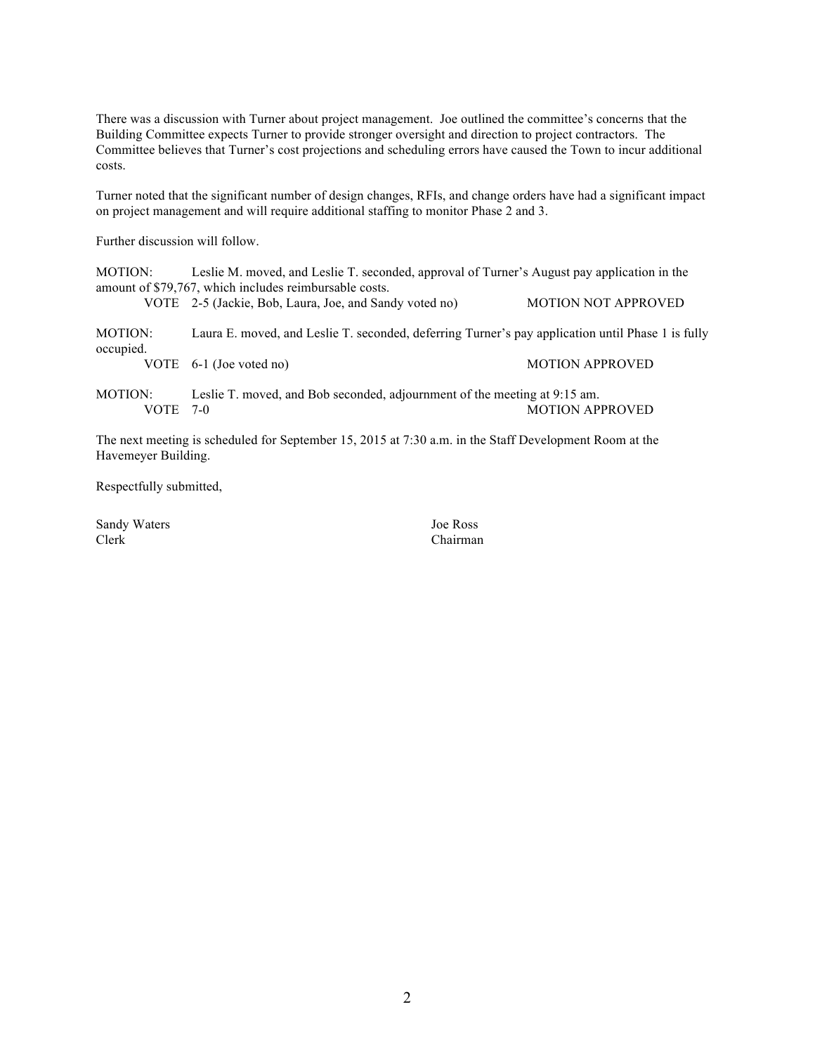There was a discussion with Turner about project management. Joe outlined the committee's concerns that the Building Committee expects Turner to provide stronger oversight and direction to project contractors. The Committee believes that Turner's cost projections and scheduling errors have caused the Town to incur additional costs.

Turner noted that the significant number of design changes, RFIs, and change orders have had a significant impact on project management and will require additional staffing to monitor Phase 2 and 3.

Further discussion will follow.

MOTION: Leslie M. moved, and Leslie T. seconded, approval of Turner's August pay application in the amount of $79,767, which includes reimbursable costs.
VOTE 2-5 (Jackie, Bob, Laura, Joe, and Sandy voted no) MOTION NOT APPROVED

MOTION: Laura E. moved, and Leslie T. seconded, deferring Turner's pay application until Phase 1 is fully occupied.
VOTE 6-1 (Joe voted no) MOTION APPROVED

MOTION: Leslie T. moved, and Bob seconded, adjournment of the meeting at 9:15 am.
VOTE 7-0 MOTION APPROVED

The next meeting is scheduled for September 15, 2015 at 7:30 a.m. in the Staff Development Room at the Havemeyer Building.

Respectfully submitted,

Sandy Waters
Clerk

Joe Ross
Chairman